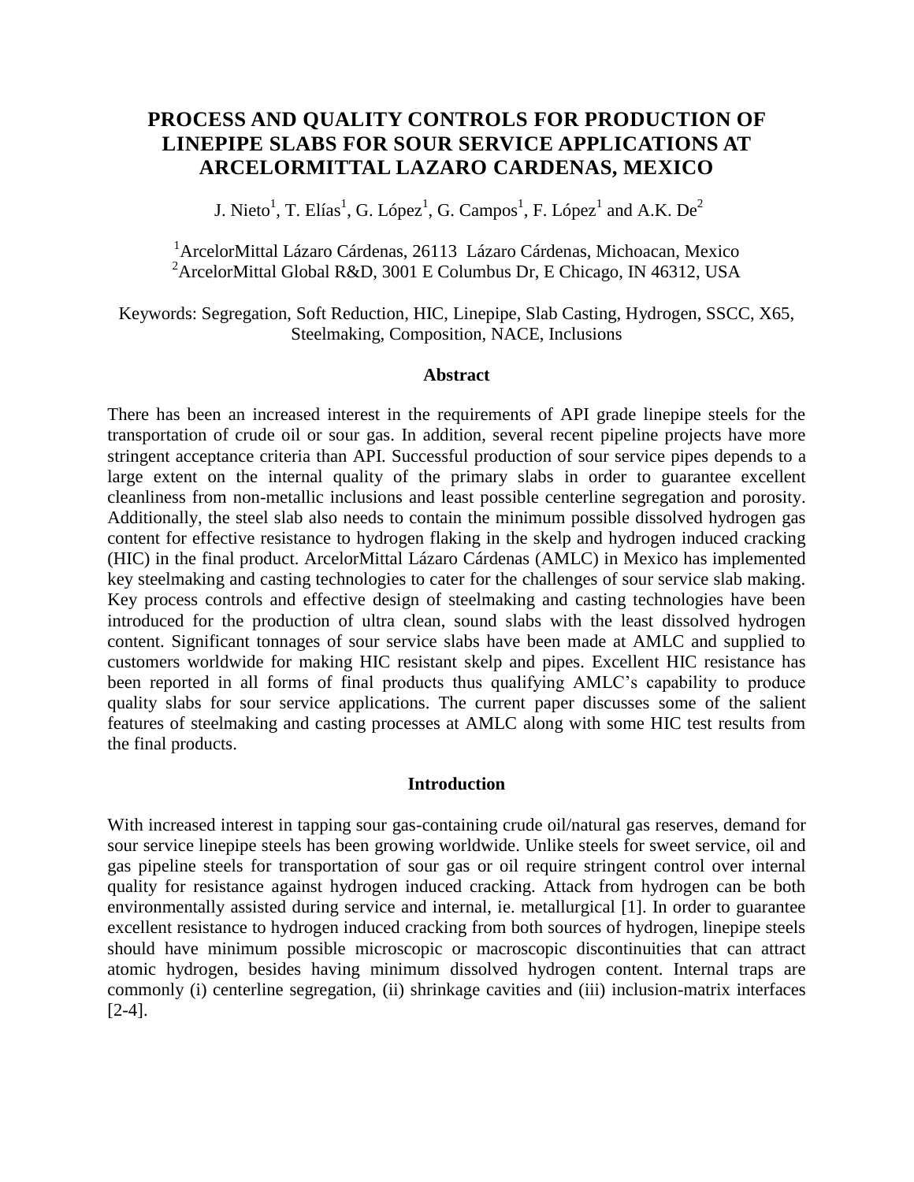# PROCESS AND QUALITY CONTROLS FOR PRODUCTION OF LINEPIPE SLABS FOR SOUR SERVICE APPLICATIONS AT ARCELORMITTAL LAZARO CARDENAS, MEXICO

J. Nieto[1], T. Elías[1], G. López[1], G. Campos[1], F. López[1] and A.K. De[2]

[1]ArcelorMittal Lázaro Cárdenas, 26113 Lázaro Cárdenas, Michoacan, Mexico
[2]ArcelorMittal Global R&D, 3001 E Columbus Dr, E Chicago, IN 46312, USA

Keywords: Segregation, Soft Reduction, HIC, Linepipe, Slab Casting, Hydrogen, SSCC, X65, Steelmaking, Composition, NACE, Inclusions

## Abstract

There has been an increased interest in the requirements of API grade linepipe steels for the transportation of crude oil or sour gas. In addition, several recent pipeline projects have more stringent acceptance criteria than API. Successful production of sour service pipes depends to a large extent on the internal quality of the primary slabs in order to guarantee excellent cleanliness from non-metallic inclusions and least possible centerline segregation and porosity. Additionally, the steel slab also needs to contain the minimum possible dissolved hydrogen gas content for effective resistance to hydrogen flaking in the skelp and hydrogen induced cracking (HIC) in the final product. ArcelorMittal Lázaro Cárdenas (AMLC) in Mexico has implemented key steelmaking and casting technologies to cater for the challenges of sour service slab making. Key process controls and effective design of steelmaking and casting technologies have been introduced for the production of ultra clean, sound slabs with the least dissolved hydrogen content. Significant tonnages of sour service slabs have been made at AMLC and supplied to customers worldwide for making HIC resistant skelp and pipes. Excellent HIC resistance has been reported in all forms of final products thus qualifying AMLC's capability to produce quality slabs for sour service applications. The current paper discusses some of the salient features of steelmaking and casting processes at AMLC along with some HIC test results from the final products.

## Introduction

With increased interest in tapping sour gas-containing crude oil/natural gas reserves, demand for sour service linepipe steels has been growing worldwide. Unlike steels for sweet service, oil and gas pipeline steels for transportation of sour gas or oil require stringent control over internal quality for resistance against hydrogen induced cracking. Attack from hydrogen can be both environmentally assisted during service and internal, ie. metallurgical [1]. In order to guarantee excellent resistance to hydrogen induced cracking from both sources of hydrogen, linepipe steels should have minimum possible microscopic or macroscopic discontinuities that can attract atomic hydrogen, besides having minimum dissolved hydrogen content. Internal traps are commonly (i) centerline segregation, (ii) shrinkage cavities and (iii) inclusion-matrix interfaces [2-4].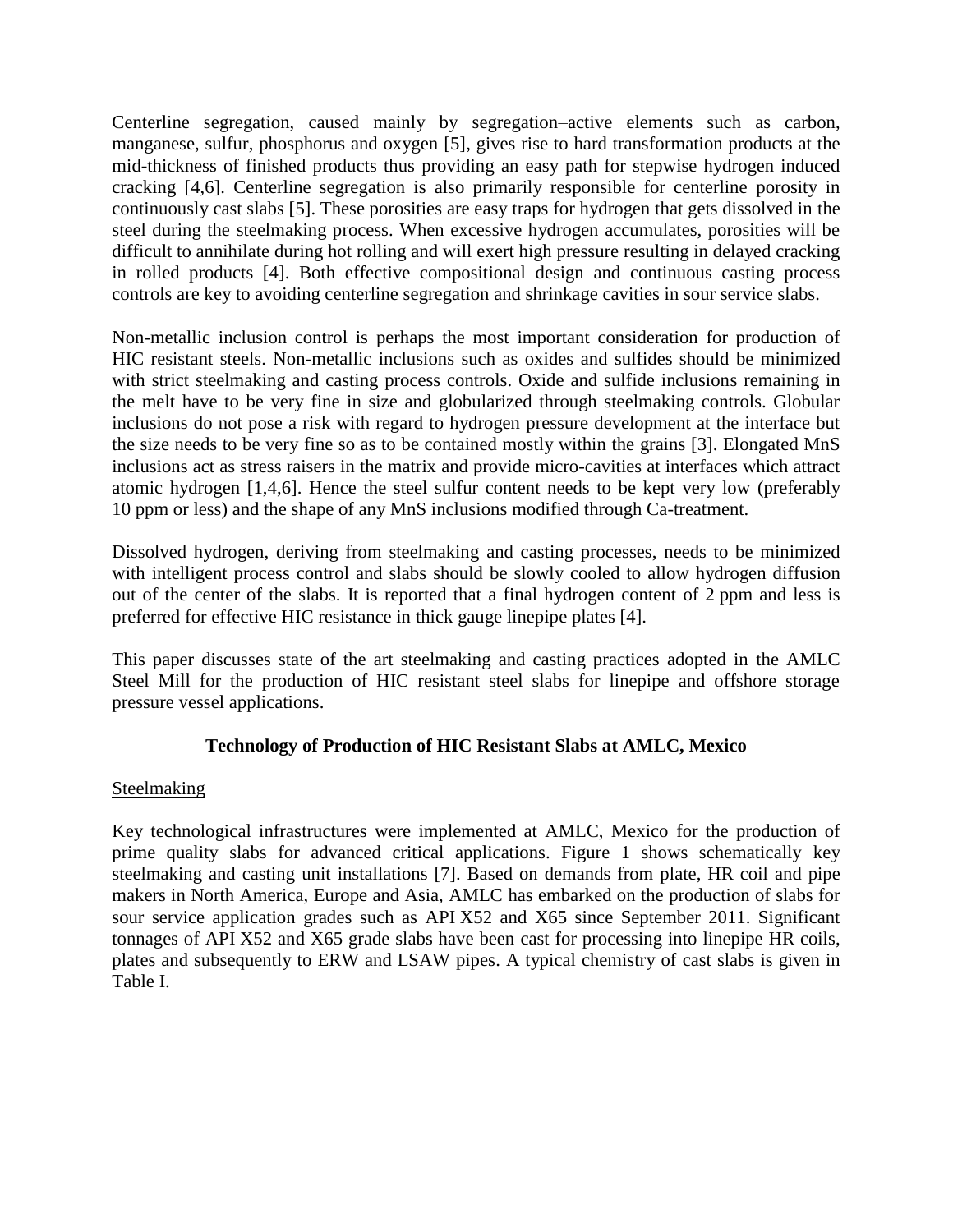Centerline segregation, caused mainly by segregation–active elements such as carbon, manganese, sulfur, phosphorus and oxygen [5], gives rise to hard transformation products at the mid-thickness of finished products thus providing an easy path for stepwise hydrogen induced cracking [4,6]. Centerline segregation is also primarily responsible for centerline porosity in continuously cast slabs [5]. These porosities are easy traps for hydrogen that gets dissolved in the steel during the steelmaking process. When excessive hydrogen accumulates, porosities will be difficult to annihilate during hot rolling and will exert high pressure resulting in delayed cracking in rolled products [4]. Both effective compositional design and continuous casting process controls are key to avoiding centerline segregation and shrinkage cavities in sour service slabs.

Non-metallic inclusion control is perhaps the most important consideration for production of HIC resistant steels. Non-metallic inclusions such as oxides and sulfides should be minimized with strict steelmaking and casting process controls. Oxide and sulfide inclusions remaining in the melt have to be very fine in size and globularized through steelmaking controls. Globular inclusions do not pose a risk with regard to hydrogen pressure development at the interface but the size needs to be very fine so as to be contained mostly within the grains [3]. Elongated MnS inclusions act as stress raisers in the matrix and provide micro-cavities at interfaces which attract atomic hydrogen [1,4,6]. Hence the steel sulfur content needs to be kept very low (preferably 10 ppm or less) and the shape of any MnS inclusions modified through Ca-treatment.

Dissolved hydrogen, deriving from steelmaking and casting processes, needs to be minimized with intelligent process control and slabs should be slowly cooled to allow hydrogen diffusion out of the center of the slabs. It is reported that a final hydrogen content of 2 ppm and less is preferred for effective HIC resistance in thick gauge linepipe plates [4].

This paper discusses state of the art steelmaking and casting practices adopted in the AMLC Steel Mill for the production of HIC resistant steel slabs for linepipe and offshore storage pressure vessel applications.

## Technology of Production of HIC Resistant Slabs at AMLC, Mexico

### Steelmaking

Key technological infrastructures were implemented at AMLC, Mexico for the production of prime quality slabs for advanced critical applications. Figure 1 shows schematically key steelmaking and casting unit installations [7]. Based on demands from plate, HR coil and pipe makers in North America, Europe and Asia, AMLC has embarked on the production of slabs for sour service application grades such as API X52 and X65 since September 2011. Significant tonnages of API X52 and X65 grade slabs have been cast for processing into linepipe HR coils, plates and subsequently to ERW and LSAW pipes. A typical chemistry of cast slabs is given in Table I.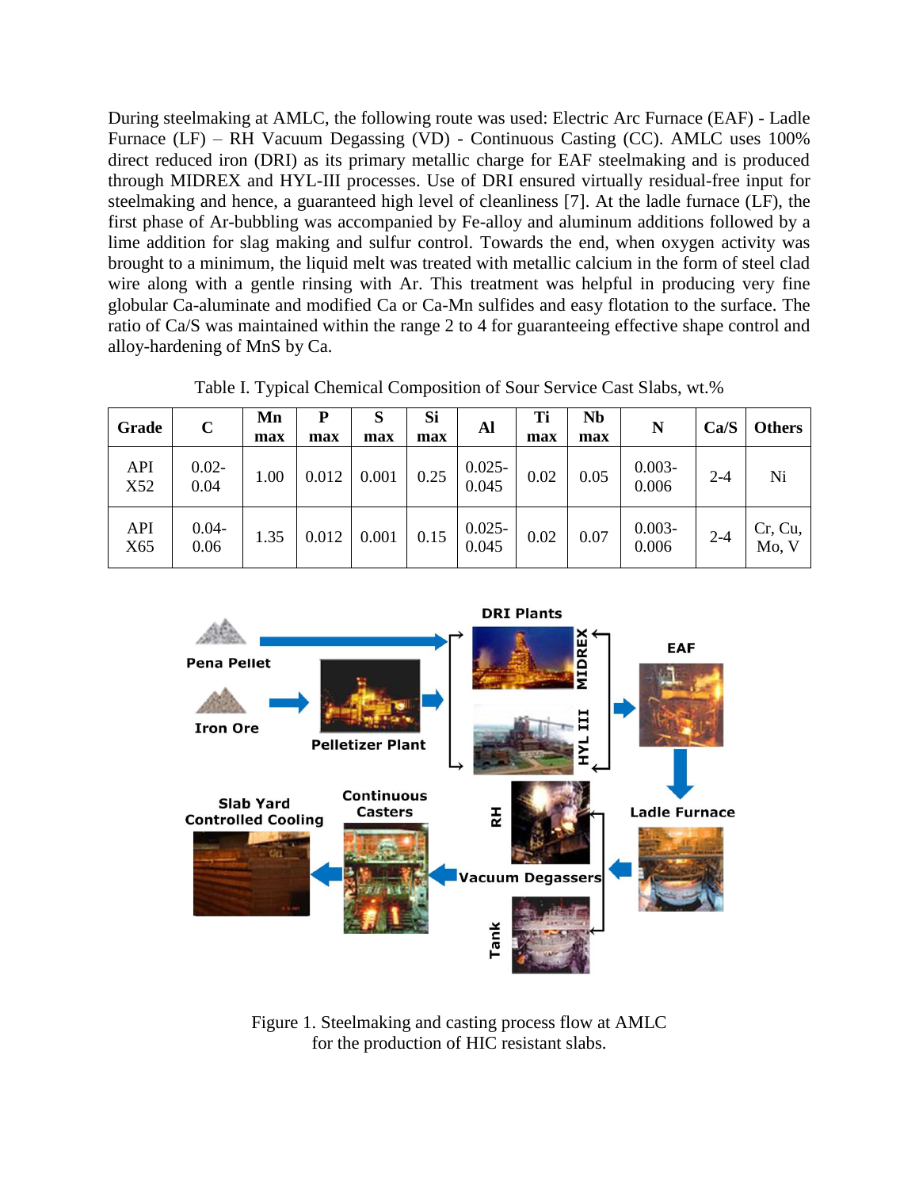During steelmaking at AMLC, the following route was used: Electric Arc Furnace (EAF) - Ladle Furnace (LF) – RH Vacuum Degassing (VD) - Continuous Casting (CC). AMLC uses 100% direct reduced iron (DRI) as its primary metallic charge for EAF steelmaking and is produced through MIDREX and HYL-III processes. Use of DRI ensured virtually residual-free input for steelmaking and hence, a guaranteed high level of cleanliness [7]. At the ladle furnace (LF), the first phase of Ar-bubbling was accompanied by Fe-alloy and aluminum additions followed by a lime addition for slag making and sulfur control. Towards the end, when oxygen activity was brought to a minimum, the liquid melt was treated with metallic calcium in the form of steel clad wire along with a gentle rinsing with Ar. This treatment was helpful in producing very fine globular Ca-aluminate and modified Ca or Ca-Mn sulfides and easy flotation to the surface. The ratio of Ca/S was maintained within the range 2 to 4 for guaranteeing effective shape control and alloy-hardening of MnS by Ca.

Table I. Typical Chemical Composition of Sour Service Cast Slabs, wt.%

| Grade | C | Mn max | P max | S max | Si max | Al | Ti max | Nb max | N | Ca/S | Others |
|---|---|---|---|---|---|---|---|---|---|---|---|
| API X52 | 0.02-0.04 | 1.00 | 0.012 | 0.001 | 0.25 | 0.025-0.045 | 0.02 | 0.05 | 0.003-0.006 | 2-4 | Ni |
| API X65 | 0.04-0.06 | 1.35 | 0.012 | 0.001 | 0.15 | 0.025-0.045 | 0.02 | 0.07 | 0.003-0.006 | 2-4 | Cr, Cu, Mo, V |

Figure 1. Steelmaking and casting process flow at AMLC for the production of HIC resistant slabs.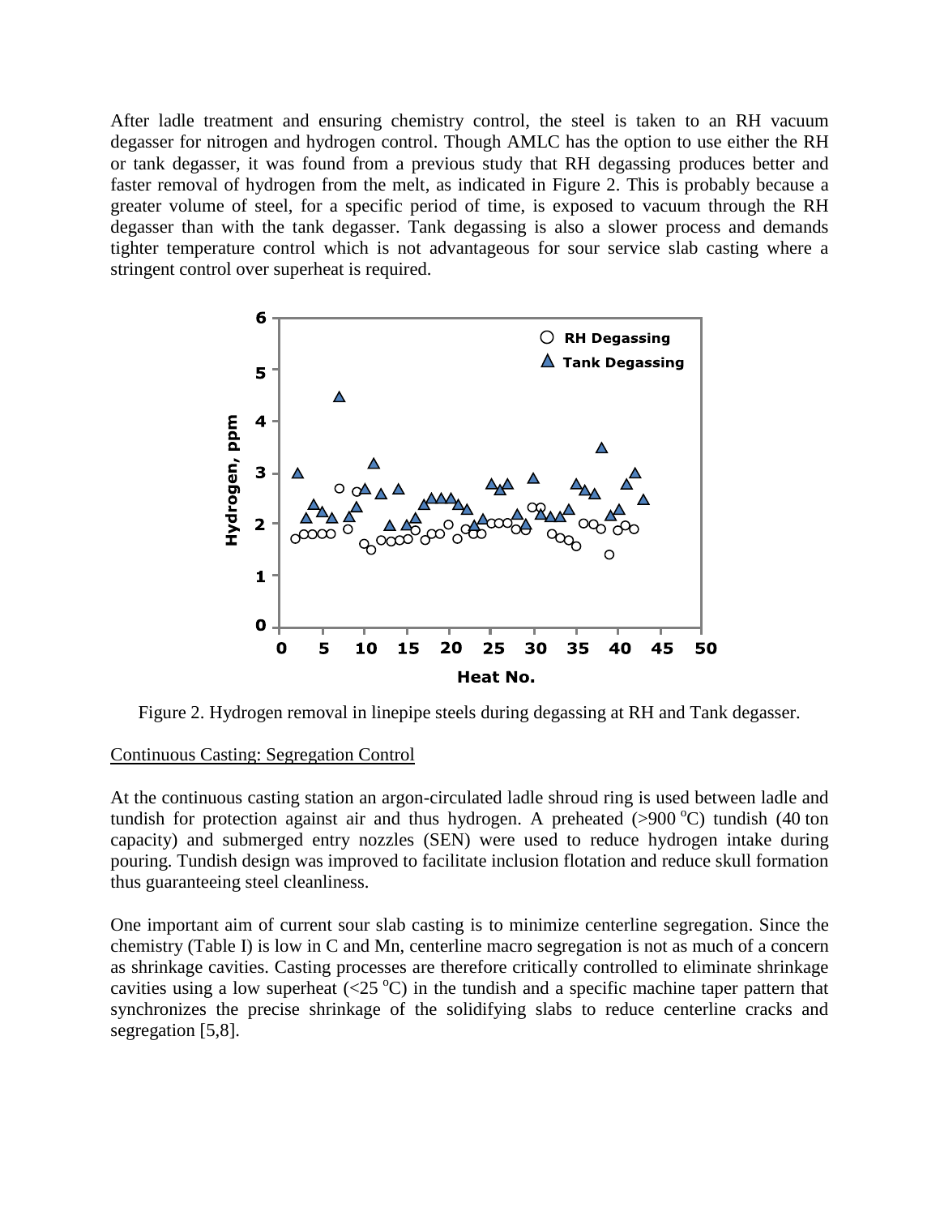After ladle treatment and ensuring chemistry control, the steel is taken to an RH vacuum degasser for nitrogen and hydrogen control. Though AMLC has the option to use either the RH or tank degasser, it was found from a previous study that RH degassing produces better and faster removal of hydrogen from the melt, as indicated in Figure 2. This is probably because a greater volume of steel, for a specific period of time, is exposed to vacuum through the RH degasser than with the tank degasser. Tank degassing is also a slower process and demands tighter temperature control which is not advantageous for sour service slab casting where a stringent control over superheat is required.

Figure 2. Hydrogen removal in linepipe steels during degassing at RH and Tank degasser.

Continuous Casting: Segregation Control

At the continuous casting station an argon-circulated ladle shroud ring is used between ladle and tundish for protection against air and thus hydrogen. A preheated (>900 $^{o}$C) tundish (40 ton capacity) and submerged entry nozzles (SEN) were used to reduce hydrogen intake during pouring. Tundish design was improved to facilitate inclusion flotation and reduce skull formation thus guaranteeing steel cleanliness.

One important aim of current sour slab casting is to minimize centerline segregation. Since the chemistry (Table I) is low in C and Mn, centerline macro segregation is not as much of a concern as shrinkage cavities. Casting processes are therefore critically controlled to eliminate shrinkage cavities using a low superheat (<25 $^{o}$C) in the tundish and a specific machine taper pattern that synchronizes the precise shrinkage of the solidifying slabs to reduce centerline cracks and segregation [5,8].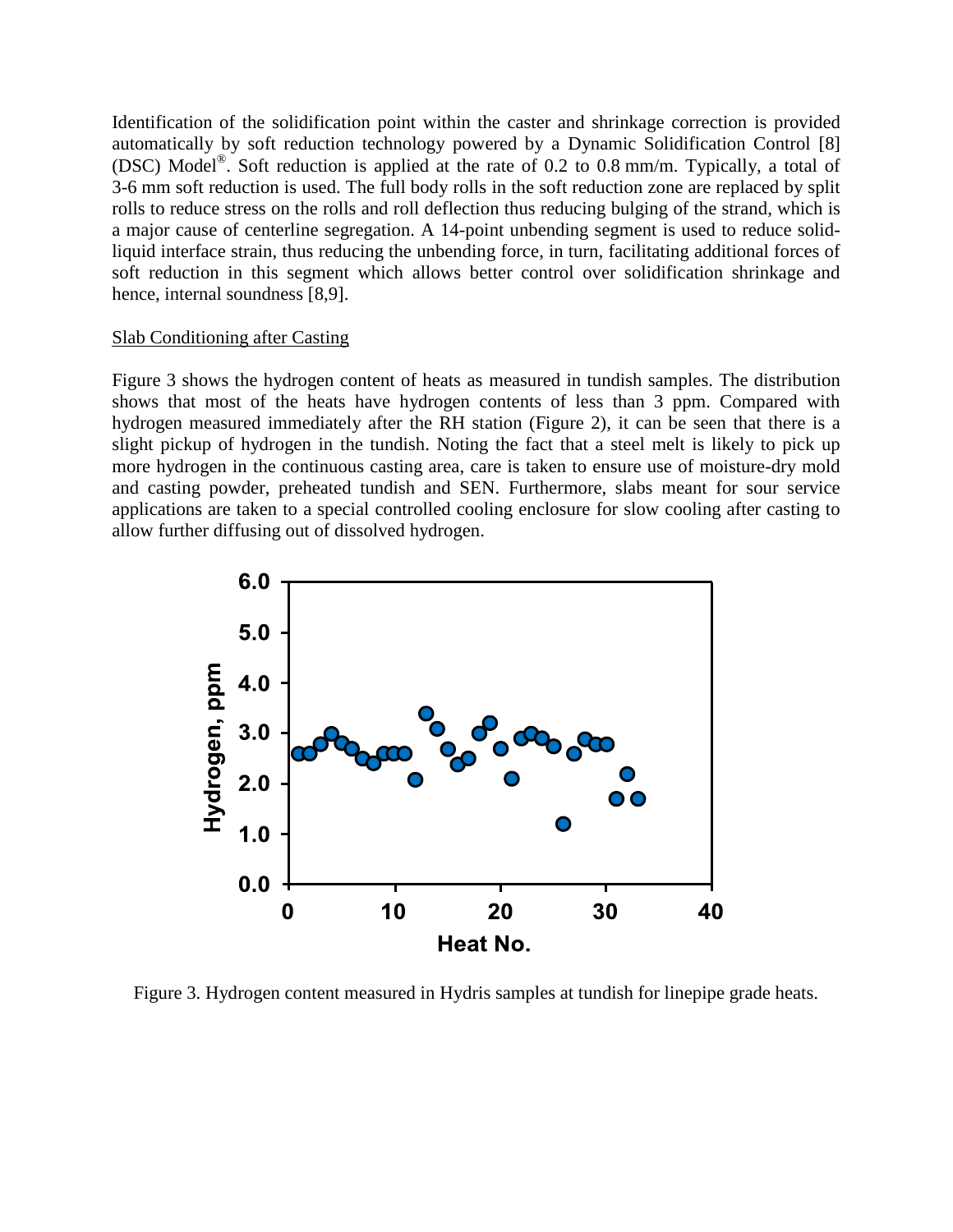Identification of the solidification point within the caster and shrinkage correction is provided automatically by soft reduction technology powered by a Dynamic Solidification Control [8] (DSC) Model®. Soft reduction is applied at the rate of 0.2 to 0.8 mm/m. Typically, a total of 3-6 mm soft reduction is used. The full body rolls in the soft reduction zone are replaced by split rolls to reduce stress on the rolls and roll deflection thus reducing bulging of the strand, which is a major cause of centerline segregation. A 14-point unbending segment is used to reduce solid-liquid interface strain, thus reducing the unbending force, in turn, facilitating additional forces of soft reduction in this segment which allows better control over solidification shrinkage and hence, internal soundness [8,9].

<u>Slab Conditioning after Casting</u>

Figure 3 shows the hydrogen content of heats as measured in tundish samples. The distribution shows that most of the heats have hydrogen contents of less than 3 ppm. Compared with hydrogen measured immediately after the RH station (Figure 2), it can be seen that there is a slight pickup of hydrogen in the tundish. Noting the fact that a steel melt is likely to pick up more hydrogen in the continuous casting area, care is taken to ensure use of moisture-dry mold and casting powder, preheated tundish and SEN. Furthermore, slabs meant for sour service applications are taken to a special controlled cooling enclosure for slow cooling after casting to allow further diffusing out of dissolved hydrogen.

Figure 3. Hydrogen content measured in Hydris samples at tundish for linepipe grade heats.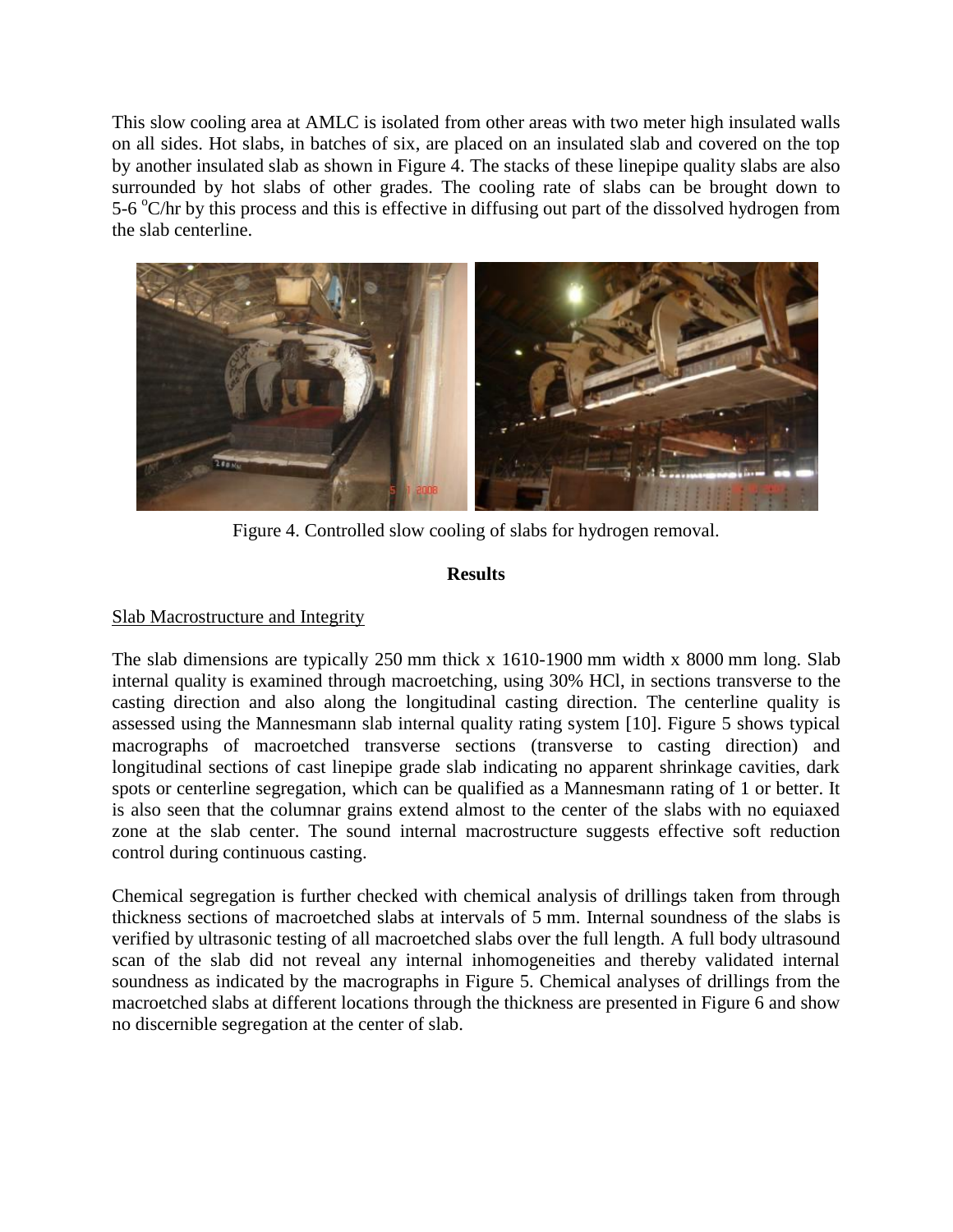This slow cooling area at AMLC is isolated from other areas with two meter high insulated walls on all sides. Hot slabs, in batches of six, are placed on an insulated slab and covered on the top by another insulated slab as shown in Figure 4. The stacks of these linepipe quality slabs are also surrounded by hot slabs of other grades. The cooling rate of slabs can be brought down to 5-6 $^{o}$C/hr by this process and this is effective in diffusing out part of the dissolved hydrogen from the slab centerline.

Figure 4. Controlled slow cooling of slabs for hydrogen removal.

## Results

### Slab Macrostructure and Integrity

The slab dimensions are typically 250 mm thick x 1610-1900 mm width x 8000 mm long. Slab internal quality is examined through macroetching, using 30% HCl, in sections transverse to the casting direction and also along the longitudinal casting direction. The centerline quality is assessed using the Mannesmann slab internal quality rating system [10]. Figure 5 shows typical macrographs of macroetched transverse sections (transverse to casting direction) and longitudinal sections of cast linepipe grade slab indicating no apparent shrinkage cavities, dark spots or centerline segregation, which can be qualified as a Mannesmann rating of 1 or better. It is also seen that the columnar grains extend almost to the center of the slabs with no equiaxed zone at the slab center. The sound internal macrostructure suggests effective soft reduction control during continuous casting.

Chemical segregation is further checked with chemical analysis of drillings taken from through thickness sections of macroetched slabs at intervals of 5 mm. Internal soundness of the slabs is verified by ultrasonic testing of all macroetched slabs over the full length. A full body ultrasound scan of the slab did not reveal any internal inhomogeneities and thereby validated internal soundness as indicated by the macrographs in Figure 5. Chemical analyses of drillings from the macroetched slabs at different locations through the thickness are presented in Figure 6 and show no discernible segregation at the center of slab.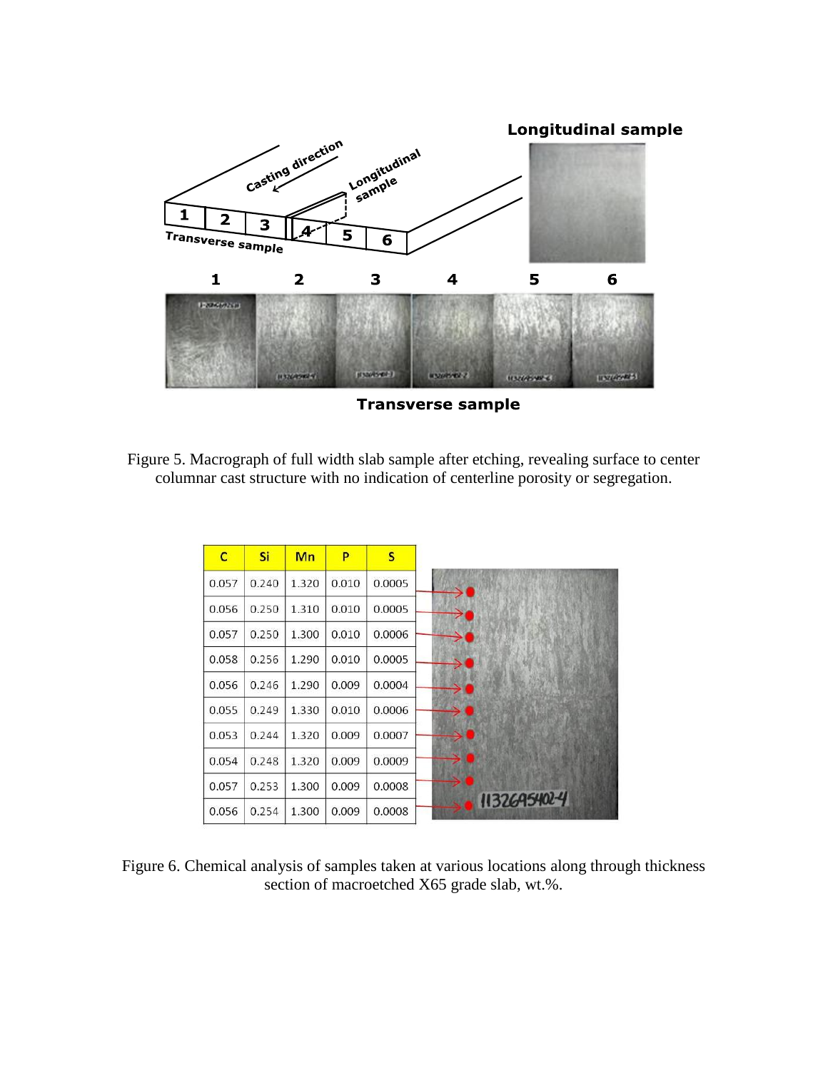Figure 5. Macrograph of full width slab sample after etching, revealing surface to center columnar cast structure with no indication of centerline porosity or segregation.

| C | Si | Mn | P | S |
|---|---|---|---|---|
| 0.057 | 0.240 | 1.320 | 0.010 | 0.0005 |
| 0.056 | 0.250 | 1.310 | 0.010 | 0.0005 |
| 0.057 | 0.250 | 1.300 | 0.010 | 0.0006 |
| 0.058 | 0.256 | 1.290 | 0.010 | 0.0005 |
| 0.056 | 0.246 | 1.290 | 0.009 | 0.0004 |
| 0.055 | 0.249 | 1.330 | 0.010 | 0.0006 |
| 0.053 | 0.244 | 1.320 | 0.009 | 0.0007 |
| 0.054 | 0.248 | 1.320 | 0.009 | 0.0009 |
| 0.057 | 0.253 | 1.300 | 0.009 | 0.0008 |
| 0.056 | 0.254 | 1.300 | 0.009 | 0.0008 |

Figure 6. Chemical analysis of samples taken at various locations along through thickness section of macroetched X65 grade slab, wt.%.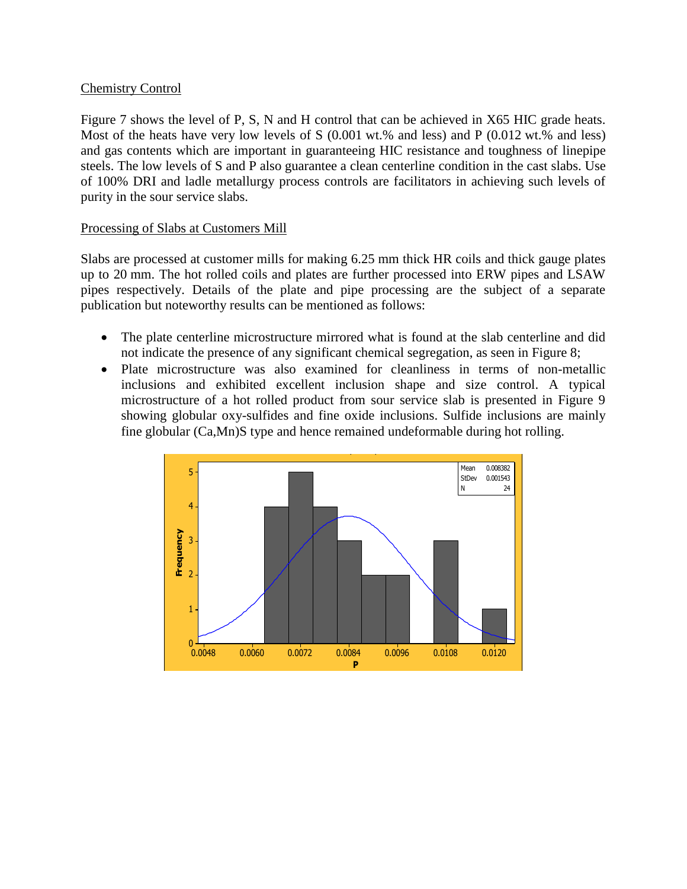Chemistry Control

Figure 7 shows the level of P, S, N and H control that can be achieved in X65 HIC grade heats. Most of the heats have very low levels of S (0.001 wt.% and less) and P (0.012 wt.% and less) and gas contents which are important in guaranteeing HIC resistance and toughness of linepipe steels. The low levels of S and P also guarantee a clean centerline condition in the cast slabs. Use of 100% DRI and ladle metallurgy process controls are facilitators in achieving such levels of purity in the sour service slabs.

Processing of Slabs at Customers Mill

Slabs are processed at customer mills for making 6.25 mm thick HR coils and thick gauge plates up to 20 mm. The hot rolled coils and plates are further processed into ERW pipes and LSAW pipes respectively. Details of the plate and pipe processing are the subject of a separate publication but noteworthy results can be mentioned as follows:

- The plate centerline microstructure mirrored what is found at the slab centerline and did not indicate the presence of any significant chemical segregation, as seen in Figure 8;
- Plate microstructure was also examined for cleanliness in terms of non-metallic inclusions and exhibited excellent inclusion shape and size control. A typical microstructure of a hot rolled product from sour service slab is presented in Figure 9 showing globular oxy-sulfides and fine oxide inclusions. Sulfide inclusions are mainly fine globular (Ca,Mn)S type and hence remained undeformable during hot rolling.

| Mean | 0.008382 |
| --- | --- |
| StDev | 0.001543 |
| N | 24 |

Frequency

P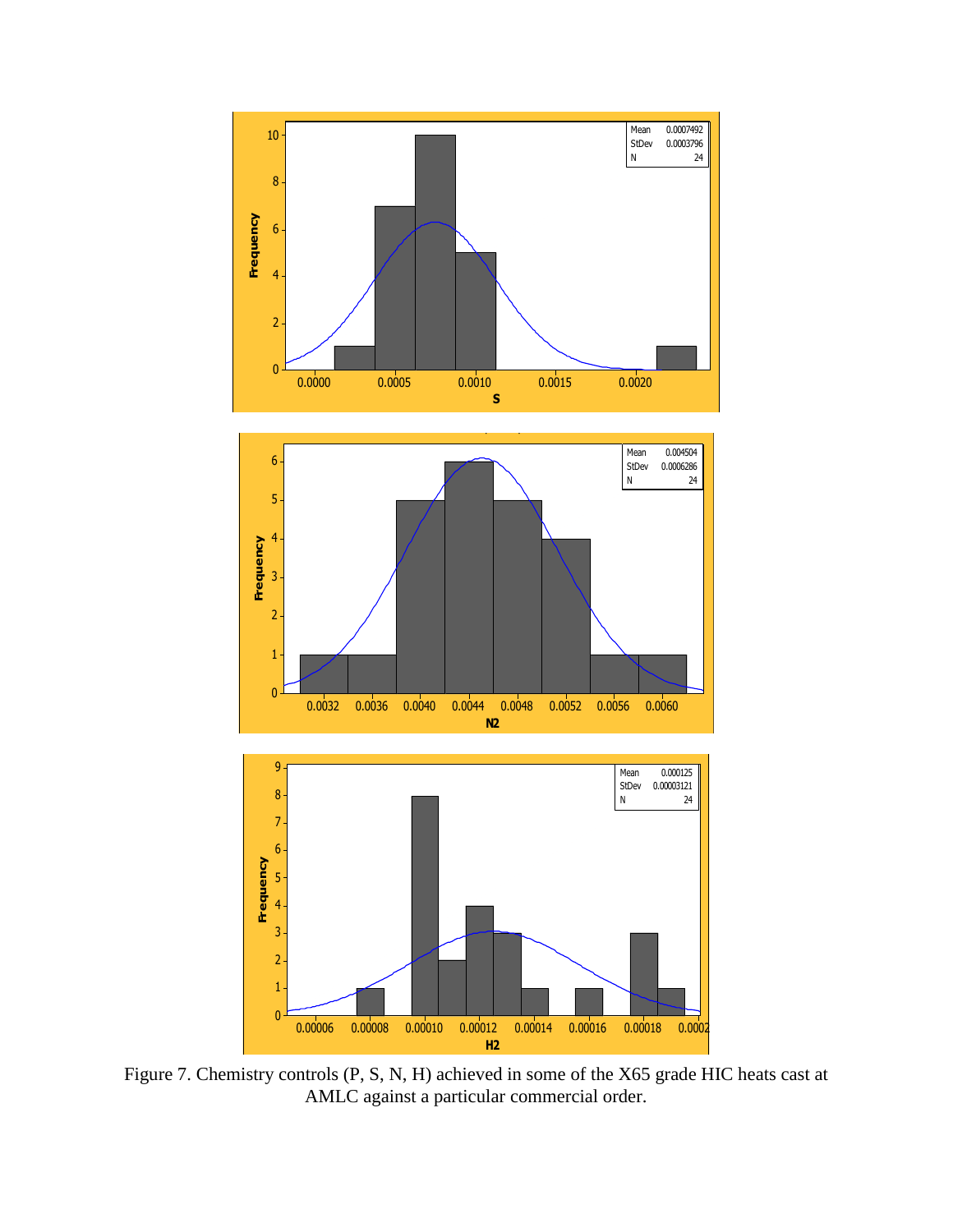Figure 7. Chemistry controls (P, S, N, H) achieved in some of the X65 grade HIC heats cast at AMLC against a particular commercial order.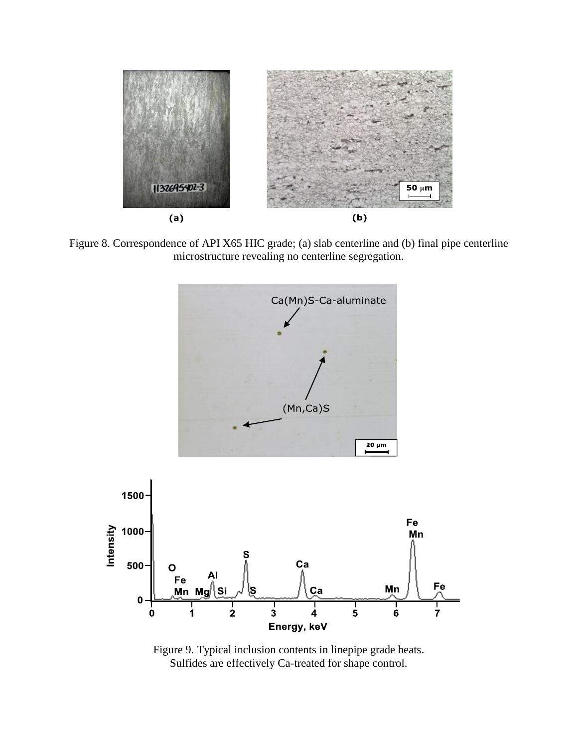Figure 8. Correspondence of API X65 HIC grade; (a) slab centerline and (b) final pipe centerline microstructure revealing no centerline segregation.

Figure 9. Typical inclusion contents in linepipe grade heats. Sulfides are effectively Ca-treated for shape control.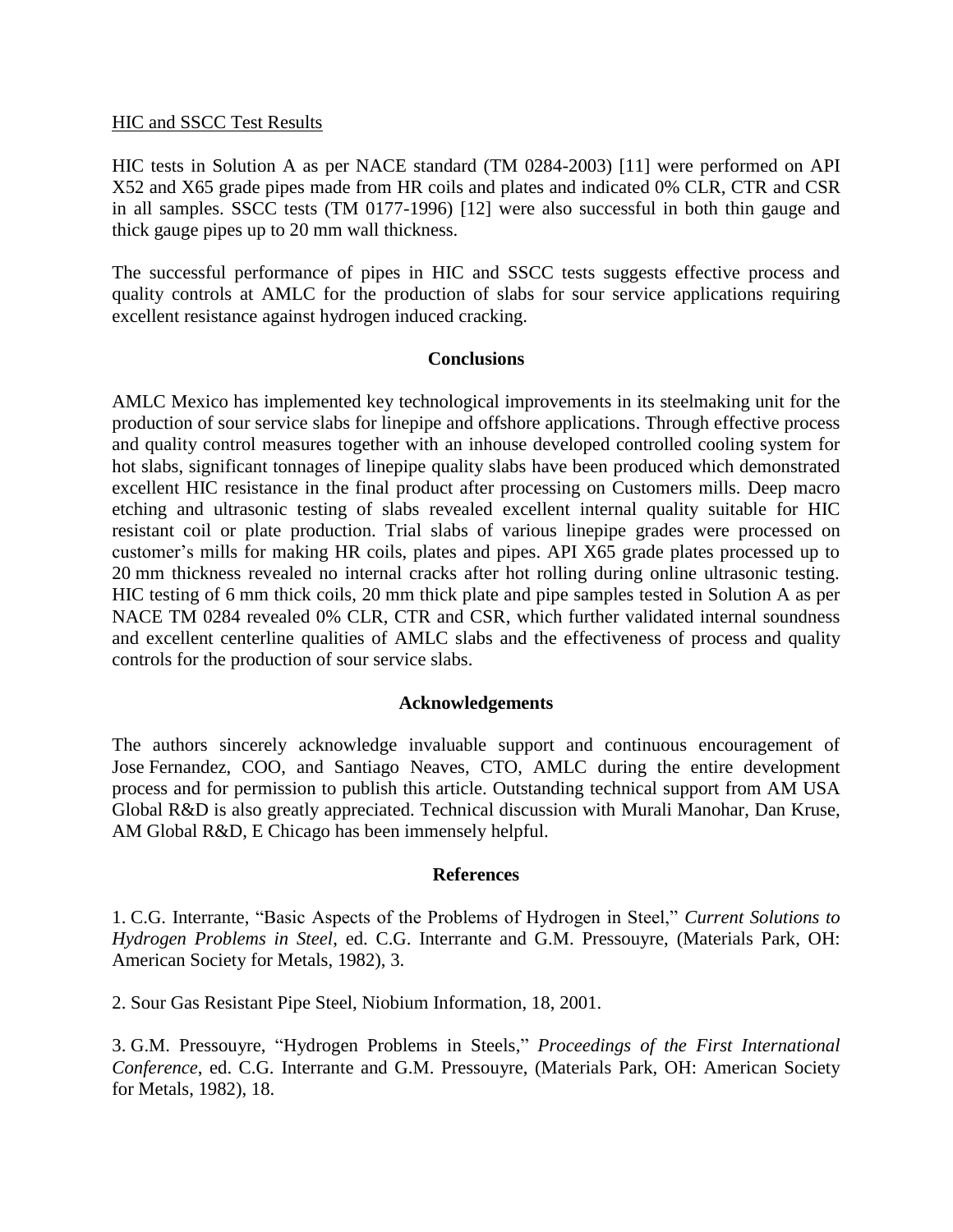HIC and SSCC Test Results

HIC tests in Solution A as per NACE standard (TM 0284-2003) [11] were performed on API X52 and X65 grade pipes made from HR coils and plates and indicated 0% CLR, CTR and CSR in all samples. SSCC tests (TM 0177-1996) [12] were also successful in both thin gauge and thick gauge pipes up to 20 mm wall thickness.

The successful performance of pipes in HIC and SSCC tests suggests effective process and quality controls at AMLC for the production of slabs for sour service applications requiring excellent resistance against hydrogen induced cracking.

## Conclusions

AMLC Mexico has implemented key technological improvements in its steelmaking unit for the production of sour service slabs for linepipe and offshore applications. Through effective process and quality control measures together with an inhouse developed controlled cooling system for hot slabs, significant tonnages of linepipe quality slabs have been produced which demonstrated excellent HIC resistance in the final product after processing on Customers mills. Deep macro etching and ultrasonic testing of slabs revealed excellent internal quality suitable for HIC resistant coil or plate production. Trial slabs of various linepipe grades were processed on customer's mills for making HR coils, plates and pipes. API X65 grade plates processed up to 20 mm thickness revealed no internal cracks after hot rolling during online ultrasonic testing. HIC testing of 6 mm thick coils, 20 mm thick plate and pipe samples tested in Solution A as per NACE TM 0284 revealed 0% CLR, CTR and CSR, which further validated internal soundness and excellent centerline qualities of AMLC slabs and the effectiveness of process and quality controls for the production of sour service slabs.

## Acknowledgements

The authors sincerely acknowledge invaluable support and continuous encouragement of Jose Fernandez, COO, and Santiago Neaves, CTO, AMLC during the entire development process and for permission to publish this article. Outstanding technical support from AM USA Global R&D is also greatly appreciated. Technical discussion with Murali Manohar, Dan Kruse, AM Global R&D, E Chicago has been immensely helpful.

## References

1. C.G. Interrante, "Basic Aspects of the Problems of Hydrogen in Steel," *Current Solutions to Hydrogen Problems in Steel*, ed. C.G. Interrante and G.M. Pressouyre, (Materials Park, OH: American Society for Metals, 1982), 3.

2. Sour Gas Resistant Pipe Steel, Niobium Information, 18, 2001.

3. G.M. Pressouyre, "Hydrogen Problems in Steels," *Proceedings of the First International Conference*, ed. C.G. Interrante and G.M. Pressouyre, (Materials Park, OH: American Society for Metals, 1982), 18.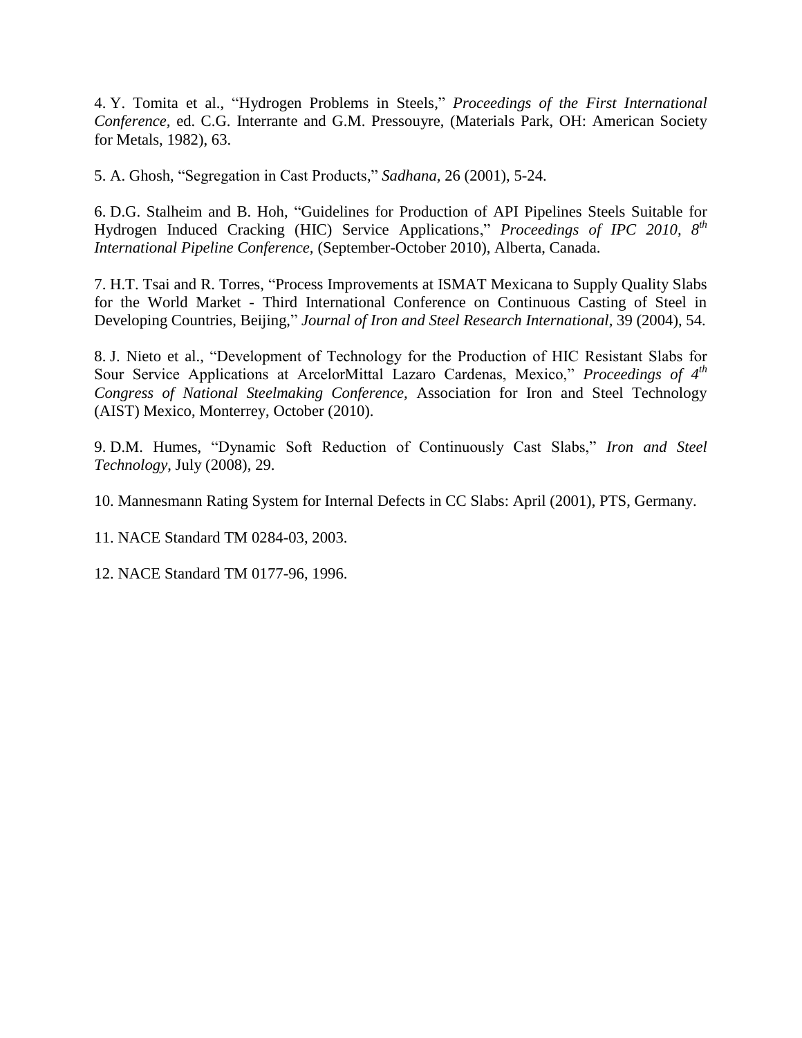4. Y. Tomita et al., "Hydrogen Problems in Steels," *Proceedings of the First International Conference*, ed. C.G. Interrante and G.M. Pressouyre, (Materials Park, OH: American Society for Metals, 1982), 63.

5. A. Ghosh, "Segregation in Cast Products," *Sadhana*, 26 (2001), 5-24.

6. D.G. Stalheim and B. Hoh, "Guidelines for Production of API Pipelines Steels Suitable for Hydrogen Induced Cracking (HIC) Service Applications," *Proceedings of IPC 2010, 8th International Pipeline Conference*, (September-October 2010), Alberta, Canada.

7. H.T. Tsai and R. Torres, "Process Improvements at ISMAT Mexicana to Supply Quality Slabs for the World Market - Third International Conference on Continuous Casting of Steel in Developing Countries, Beijing," *Journal of Iron and Steel Research International*, 39 (2004), 54.

8. J. Nieto et al., "Development of Technology for the Production of HIC Resistant Slabs for Sour Service Applications at ArcelorMittal Lazaro Cardenas, Mexico," *Proceedings of 4th Congress of National Steelmaking Conference*, Association for Iron and Steel Technology (AIST) Mexico, Monterrey, October (2010).

9. D.M. Humes, "Dynamic Soft Reduction of Continuously Cast Slabs," *Iron and Steel Technology*, July (2008), 29.

10. Mannesmann Rating System for Internal Defects in CC Slabs: April (2001), PTS, Germany.

11. NACE Standard TM 0284-03, 2003.

12. NACE Standard TM 0177-96, 1996.